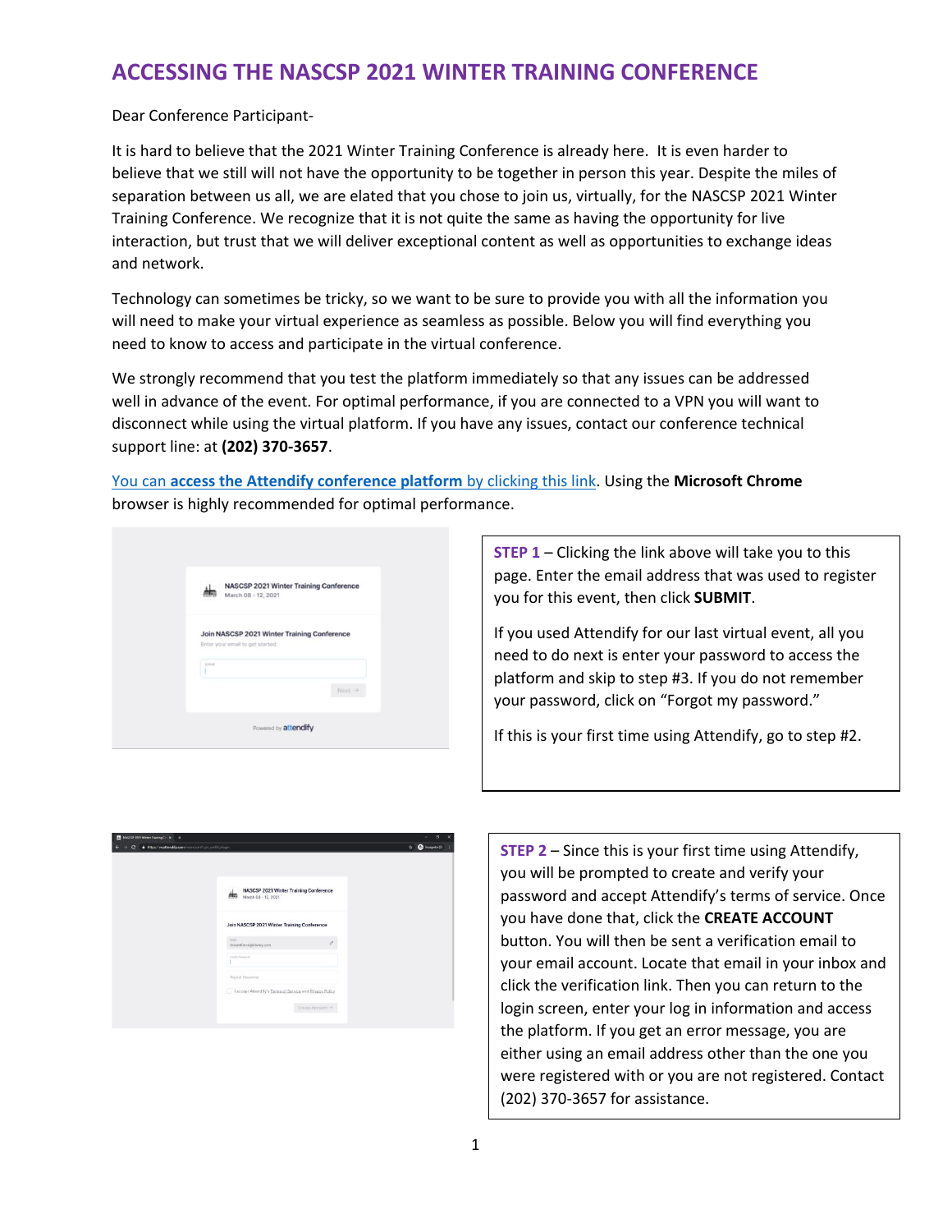# ACCESSING THE NASCSP 2021 WINTER TRAINING CONFERENCE

Dear Conference Participant-

It is hard to believe that the 2021 Winter Training Conference is already here. It is even harder to believe that we still will not have the opportunity to be together in person this year. Despite the miles of separation between us all, we are elated that you chose to join us, virtually, for the NASCSP 2021 Winter Training Conference. We recognize that it is not quite the same as having the opportunity for live interaction, but trust that we will deliver exceptional content as well as opportunities to exchange ideas and network.

Technology can sometimes be tricky, so we want to be sure to provide you with all the information you will need to make your virtual experience as seamless as possible. Below you will find everything you need to know to access and participate in the virtual conference.

We strongly recommend that you test the platform immediately so that any issues can be addressed well in advance of the event. For optimal performance, if you are connected to a VPN you will want to disconnect while using the virtual platform. If you have any issues, contact our conference technical support line: at **(202) 370-3657**.

You can **access the Attendify conference platform** by clicking this link. Using the **Microsoft Chrome** browser is highly recommended for optimal performance.

**STEP 1** – Clicking the link above will take you to this page. Enter the email address that was used to register you for this event, then click **SUBMIT**.

If you used Attendify for our last virtual event, all you need to do next is enter your password to access the platform and skip to step #3. If you do not remember your password, click on "Forgot my password."

If this is your first time using Attendify, go to step #2.

**STEP 2** – Since this is your first time using Attendify, you will be prompted to create and verify your password and accept Attendify's terms of service. Once you have done that, click the **CREATE ACCOUNT** button. You will then be sent a verification email to your email account. Locate that email in your inbox and click the verification link. Then you can return to the login screen, enter your log in information and access the platform. If you get an error message, you are either using an email address other than the one you were registered with or you are not registered. Contact (202) 370-3657 for assistance.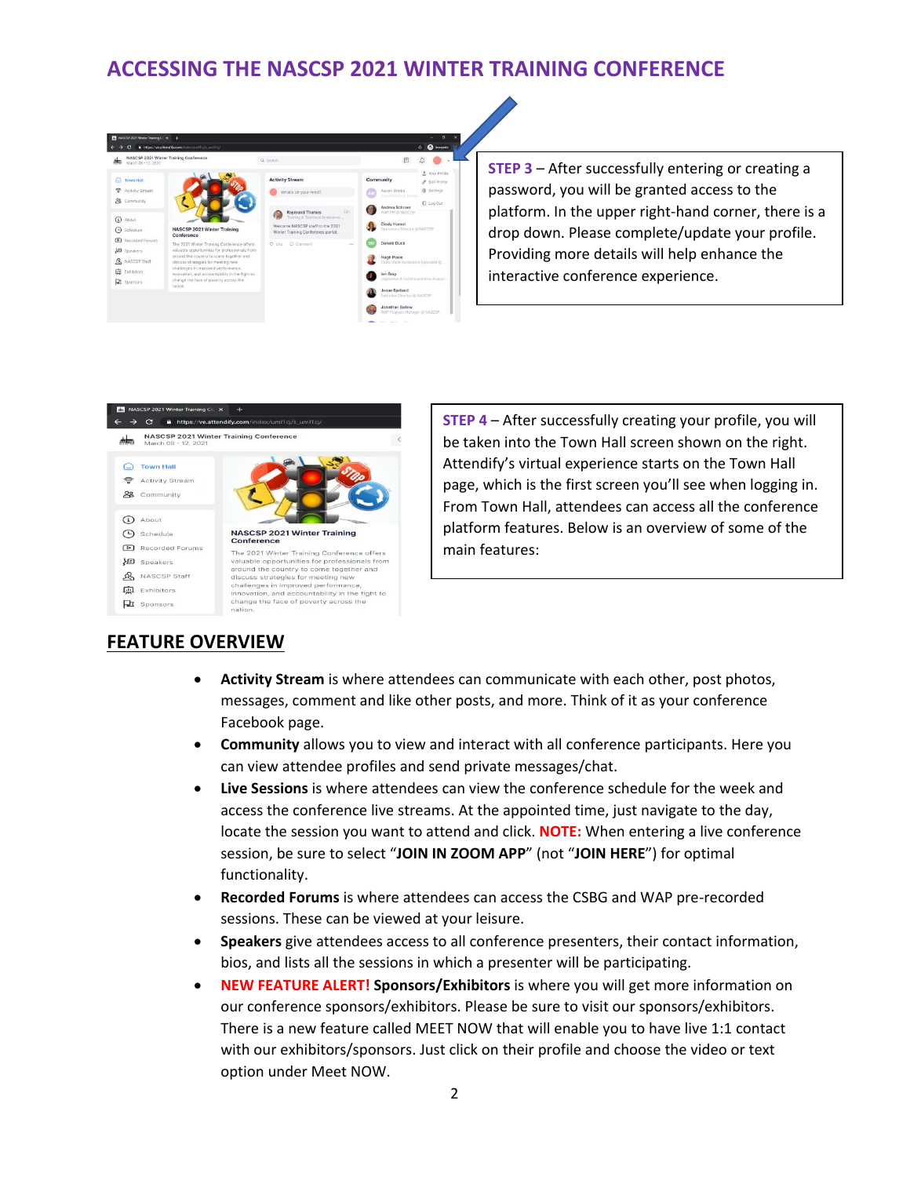# ACCESSING THE NASCSP 2021 WINTER TRAINING CONFERENCE

**STEP 3** – After successfully entering or creating a password, you will be granted access to the platform. In the upper right-hand corner, there is a drop down. Please complete/update your profile. Providing more details will help enhance the interactive conference experience.

**STEP 4** – After successfully creating your profile, you will be taken into the Town Hall screen shown on the right. Attendify's virtual experience starts on the Town Hall page, which is the first screen you'll see when logging in. From Town Hall, attendees can access all the conference platform features. Below is an overview of some of the main features:

## FEATURE OVERVIEW

- **Activity Stream** is where attendees can communicate with each other, post photos, messages, comment and like other posts, and more. Think of it as your conference Facebook page.
- **Community** allows you to view and interact with all conference participants. Here you can view attendee profiles and send private messages/chat.
- **Live Sessions** is where attendees can view the conference schedule for the week and access the conference live streams. At the appointed time, just navigate to the day, locate the session you want to attend and click. **NOTE:** When entering a live conference session, be sure to select "**JOIN IN ZOOM APP**" (not "**JOIN HERE**") for optimal functionality.
- **Recorded Forums** is where attendees can access the CSBG and WAP pre-recorded sessions. These can be viewed at your leisure.
- **Speakers** give attendees access to all conference presenters, their contact information, bios, and lists all the sessions in which a presenter will be participating.
- **NEW FEATURE ALERT! Sponsors/Exhibitors** is where you will get more information on our conference sponsors/exhibitors. Please be sure to visit our sponsors/exhibitors. There is a new feature called MEET NOW that will enable you to have live 1:1 contact with our exhibitors/sponsors. Just click on their profile and choose the video or text option under Meet NOW.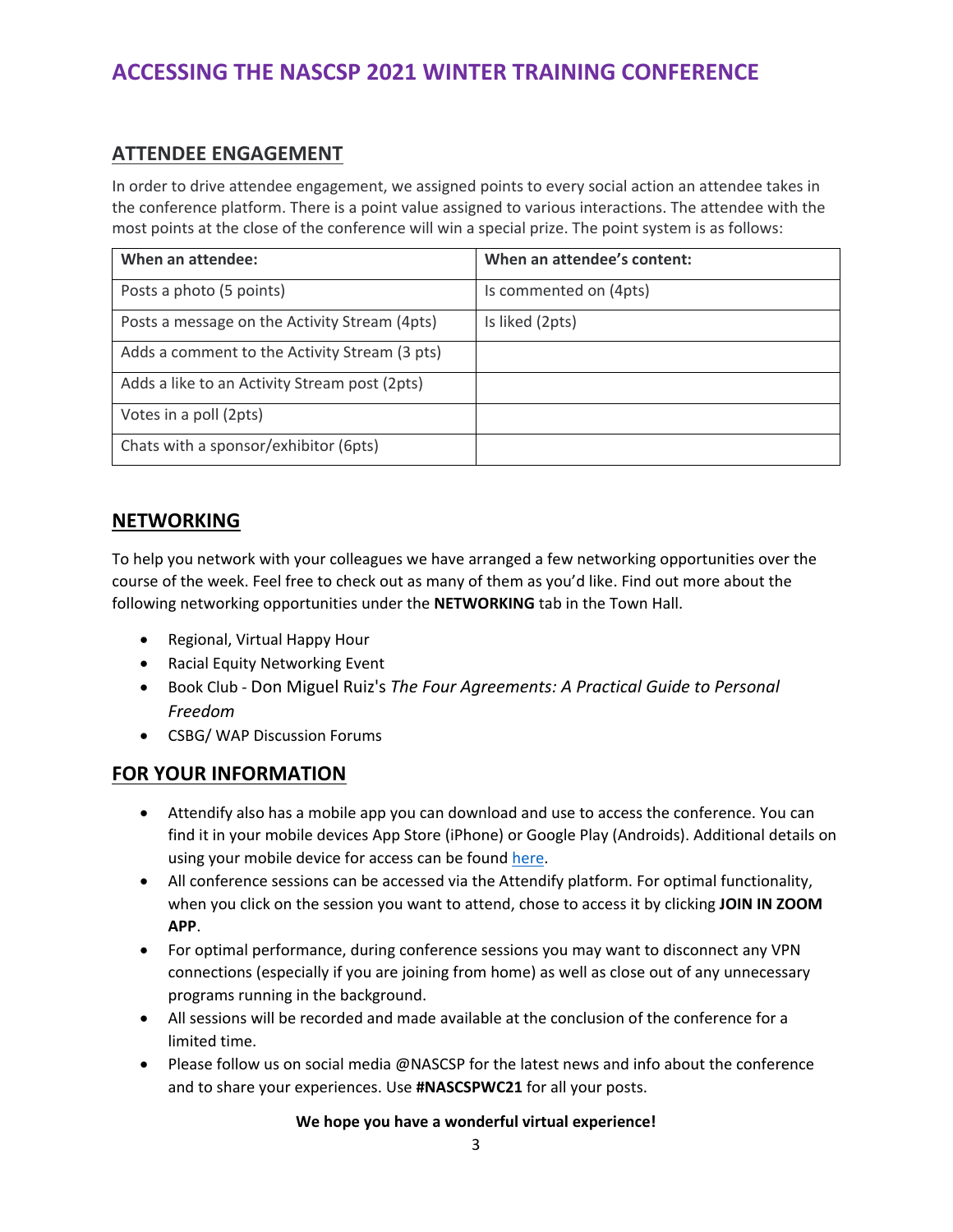# ACCESSING THE NASCSP 2021 WINTER TRAINING CONFERENCE

## ATTENDEE ENGAGEMENT

In order to drive attendee engagement, we assigned points to every social action an attendee takes in the conference platform. There is a point value assigned to various interactions. The attendee with the most points at the close of the conference will win a special prize. The point system is as follows:

| When an attendee: | When an attendee's content: |
|---|---|
| Posts a photo (5 points) | Is commented on (4pts) |
| Posts a message on the Activity Stream (4pts) | Is liked (2pts) |
| Adds a comment to the Activity Stream (3 pts) | |
| Adds a like to an Activity Stream post (2pts) | |
| Votes in a poll (2pts) | |
| Chats with a sponsor/exhibitor (6pts) | |

## NETWORKING

To help you network with your colleagues we have arranged a few networking opportunities over the course of the week. Feel free to check out as many of them as you'd like. Find out more about the following networking opportunities under the **NETWORKING** tab in the Town Hall.

- Regional, Virtual Happy Hour
- Racial Equity Networking Event
- Book Club - Don Miguel Ruiz's *The Four Agreements: A Practical Guide to Personal Freedom*
- CSBG/ WAP Discussion Forums

## FOR YOUR INFORMATION

- Attendify also has a mobile app you can download and use to access the conference. You can find it in your mobile devices App Store (iPhone) or Google Play (Androids). Additional details on using your mobile device for access can be found here.
- All conference sessions can be accessed via the Attendify platform. For optimal functionality, when you click on the session you want to attend, chose to access it by clicking **JOIN IN ZOOM APP**.
- For optimal performance, during conference sessions you may want to disconnect any VPN connections (especially if you are joining from home) as well as close out of any unnecessary programs running in the background.
- All sessions will be recorded and made available at the conclusion of the conference for a limited time.
- Please follow us on social media @NASCSP for the latest news and info about the conference and to share your experiences. Use **#NASCSPWC21** for all your posts.

**We hope you have a wonderful virtual experience!**